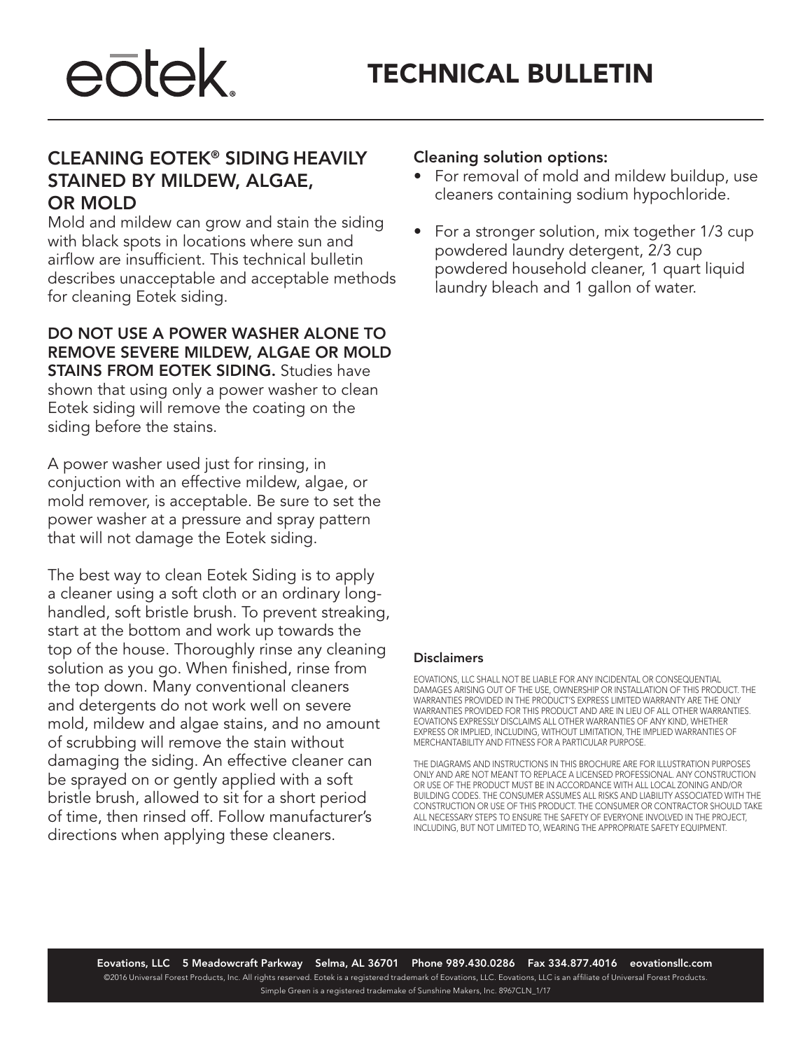# eōtek

# TECHNICAL BULLETIN

## CLEANING EOTEK® SIDING HEAVILY STAINED BY MILDEW, ALGAE, OR MOLD

Mold and mildew can grow and stain the siding with black spots in locations where sun and airflow are insufficient. This technical bulletin describes unacceptable and acceptable methods for cleaning Eotek siding.

**DO NOT USE A POWER WASHER ALONE TO REMOVE SEVERE MILDEW, ALGAE OR MOLD STAINS FROM EOTEK SIDING.** Studies have shown that using only a power washer to clean Eotek siding will remove the coating on the siding before the stains.

A power washer used just for rinsing, in conjuction with an effective mildew, algae, or mold remover, is acceptable. Be sure to set the power washer at a pressure and spray pattern that will not damage the Eotek siding.

The best way to clean Eotek Siding is to apply a cleaner using a soft cloth or an ordinary long-handled, soft bristle brush. To prevent streaking, start at the bottom and work up towards the top of the house. Thoroughly rinse any cleaning solution as you go. When finished, rinse from the top down. Many conventional cleaners and detergents do not work well on severe mold, mildew and algae stains, and no amount of scrubbing will remove the stain without damaging the siding. An effective cleaner can be sprayed on or gently applied with a soft bristle brush, allowed to sit for a short period of time, then rinsed off. Follow manufacturer's directions when applying these cleaners.

### Cleaning solution options:

- For removal of mold and mildew buildup, use cleaners containing sodium hypochloride.
- For a stronger solution, mix together 1/3 cup powdered laundry detergent, 2/3 cup powdered household cleaner, 1 quart liquid laundry bleach and 1 gallon of water.

### Disclaimers

EOVATIONS, LLC SHALL NOT BE LIABLE FOR ANY INCIDENTAL OR CONSEQUENTIAL DAMAGES ARISING OUT OF THE USE, OWNERSHIP OR INSTALLATION OF THIS PRODUCT. THE WARRANTIES PROVIDED IN THE PRODUCT'S EXPRESS LIMITED WARRANTY ARE THE ONLY WARRANTIES PROVIDED FOR THIS PRODUCT AND ARE IN LIEU OF ALL OTHER WARRANTIES. EOVATIONS EXPRESSLY DISCLAIMS ALL OTHER WARRANTIES OF ANY KIND, WHETHER EXPRESS OR IMPLIED, INCLUDING, WITHOUT LIMITATION, THE IMPLIED WARRANTIES OF MERCHANTABILITY AND FITNESS FOR A PARTICULAR PURPOSE.

THE DIAGRAMS AND INSTRUCTIONS IN THIS BROCHURE ARE FOR ILLUSTRATION PURPOSES ONLY AND ARE NOT MEANT TO REPLACE A LICENSED PROFESSIONAL. ANY CONSTRUCTION OR USE OF THE PRODUCT MUST BE IN ACCORDANCE WITH ALL LOCAL ZONING AND/OR BUILDING CODES. THE CONSUMER ASSUMES ALL RISKS AND LIABILITY ASSOCIATED WITH THE CONSTRUCTION OR USE OF THIS PRODUCT. THE CONSUMER OR CONTRACTOR SHOULD TAKE ALL NECESSARY STEPS TO ENSURE THE SAFETY OF EVERYONE INVOLVED IN THE PROJECT, INCLUDING, BUT NOT LIMITED TO, WEARING THE APPROPRIATE SAFETY EQUIPMENT.

**Eovations, LLC 5 Meadowcraft Parkway Selma, AL 36701 Phone 989.430.0286 Fax 334.877.4016 eovationsllc.com**

©2016 Universal Forest Products, Inc. All rights reserved. Eotek is a registered trademark of Eovations, LLC. Eovations, LLC is an affiliate of Universal Forest Products. Simple Green is a registered trademake of Sunshine Makers, Inc. 8967CLN_1/17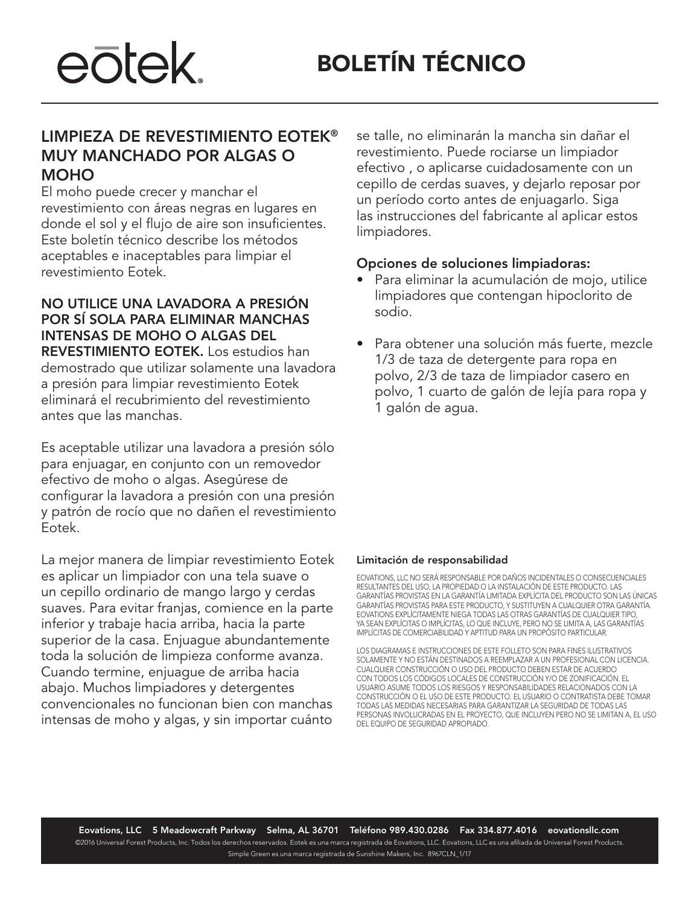# BOLETÍN TÉCNICO

## LIMPIEZA DE REVESTIMIENTO EOTEK® MUY MANCHADO POR ALGAS O MOHO

El moho puede crecer y manchar el revestimiento con áreas negras en lugares en donde el sol y el flujo de aire son insuficientes. Este boletín técnico describe los métodos aceptables e inaceptables para limpiar el revestimiento Eotek.

**NO UTILICE UNA LAVADORA A PRESIÓN POR SÍ SOLA PARA ELIMINAR MANCHAS INTENSAS DE MOHO O ALGAS DEL REVESTIMIENTO EOTEK.** Los estudios han demostrado que utilizar solamente una lavadora a presión para limpiar revestimiento Eotek eliminará el recubrimiento del revestimiento antes que las manchas.

Es aceptable utilizar una lavadora a presión sólo para enjuagar, en conjunto con un removedor efectivo de moho o algas. Asegúrese de configurar la lavadora a presión con una presión y patrón de rocío que no dañen el revestimiento Eotek.

La mejor manera de limpiar revestimiento Eotek es aplicar un limpiador con una tela suave o un cepillo ordinario de mango largo y cerdas suaves. Para evitar franjas, comience en la parte inferior y trabaje hacia arriba, hacia la parte superior de la casa. Enjuague abundantemente toda la solución de limpieza conforme avanza. Cuando termine, enjuague de arriba hacia abajo. Muchos limpiadores y detergentes convencionales no funcionan bien con manchas intensas de moho y algas, y sin importar cuánto se talle, no eliminarán la mancha sin dañar el revestimiento. Puede rociarse un limpiador efectivo , o aplicarse cuidadosamente con un cepillo de cerdas suaves, y dejarlo reposar por un período corto antes de enjuagarlo. Siga las instrucciones del fabricante al aplicar estos limpiadores.

### Opciones de soluciones limpiadoras:

- Para eliminar la acumulación de mojo, utilice limpiadores que contengan hipoclorito de sodio.
- Para obtener una solución más fuerte, mezcle 1/3 de taza de detergente para ropa en polvo, 2/3 de taza de limpiador casero en polvo, 1 cuarto de galón de lejía para ropa y 1 galón de agua.

#### Limitación de responsabilidad

EOVATIONS, LLC NO SERÁ RESPONSABLE POR DAÑOS INCIDENTALES O CONSECUENCIALES RESULTANTES DEL USO, LA PROPIEDAD O LA INSTALACIÓN DE ESTE PRODUCTO. LAS GARANTÍAS PROVISTAS EN LA GARANTÍA LIMITADA EXPLÍCITA DEL PRODUCTO SON LAS ÚNICAS GARANTÍAS PROVISTAS PARA ESTE PRODUCTO, Y SUSTITUYEN A CUALQUIER OTRA GARANTÍA. EOVATIONS EXPLÍCITAMENTE NIEGA TODAS LAS OTRAS GARANTÍAS DE CUALQUIER TIPO, YA SEAN EXPLÍCITAS O IMPLÍCITAS, LO QUE INCLUYE, PERO NO SE LIMITA A, LAS GARANTÍAS IMPLÍCITAS DE COMERCIABILIDAD Y APTITUD PARA UN PROPÓSITO PARTICULAR.

LOS DIAGRAMAS E INSTRUCCIONES DE ESTE FOLLETO SON PARA FINES ILUSTRATIVOS SOLAMENTE Y NO ESTÁN DESTINADOS A REEMPLAZAR A UN PROFESIONAL CON LICENCIA. CUALQUIER CONSTRUCCIÓN O USO DEL PRODUCTO DEBEN ESTAR DE ACUERDO CON TODOS LOS CÓDIGOS LOCALES DE CONSTRUCCIÓN Y/O DE ZONIFICACIÓN. EL USUARIO ASUME TODOS LOS RIESGOS Y RESPONSABILIDADES RELACIONADOS CON LA CONSTRUCCIÓN O EL USO DE ESTE PRODUCTO. EL USUARIO O CONTRATISTA DEBE TOMAR TODAS LAS MEDIDAS NECESARIAS PARA GARANTIZAR LA SEGURIDAD DE TODAS LAS PERSONAS INVOLUCRADAS EN EL PROYECTO, QUE INCLUYEN PERO NO SE LIMITAN A, EL USO DEL EQUIPO DE SEGURIDAD APROPIADO.

**Eovations, LLC 5 Meadowcraft Parkway Selma, AL 36701 Teléfono 989.430.0286 Fax 334.877.4016 eovationsllc.com**

©2016 Universal Forest Products, Inc. Todos los derechos reservados. Eotek es una marca registrada de Eovations, LLC. Eovations, LLC es una afiliada de Universal Forest Products. Simple Green es una marca registrada de Sunshine Makers, Inc. 8967CLN_1/17